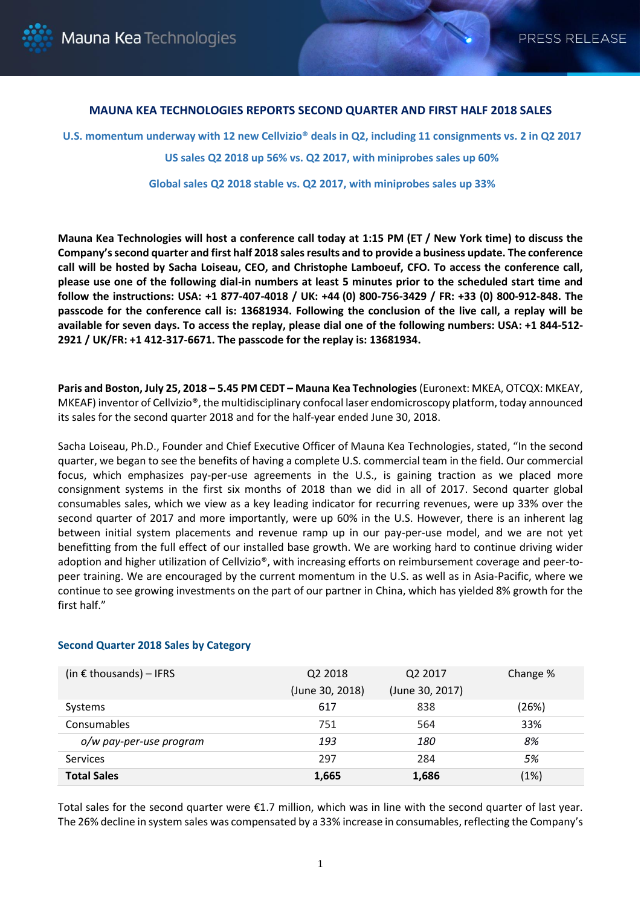# MAUNA KEA TECHNOLOGIES REPORTS SECOND QUARTER AND FIRST HALF 2018 SALES

**U.S. momentum underway with 12 new Cellvizio® deals in Q2, including 11 consignments vs. 2 in Q2 2017**

**US sales Q2 2018 up 56% vs. Q2 2017, with miniprobes sales up 60%**

**Global sales Q2 2018 stable vs. Q2 2017, with miniprobes sales up 33%**

**Mauna Kea Technologies will host a conference call today at 1:15 PM (ET / New York time) to discuss the Company's second quarter and first half 2018 sales results and to provide a business update. The conference call will be hosted by Sacha Loiseau, CEO, and Christophe Lamboeuf, CFO. To access the conference call, please use one of the following dial-in numbers at least 5 minutes prior to the scheduled start time and follow the instructions: USA: +1 877-407-4018 / UK: +44 (0) 800-756-3429 / FR: +33 (0) 800-912-848. The passcode for the conference call is: 13681934. Following the conclusion of the live call, a replay will be available for seven days. To access the replay, please dial one of the following numbers: USA: +1 844-512-2921 / UK/FR: +1 412-317-6671. The passcode for the replay is: 13681934.**

**Paris and Boston, July 25, 2018 – 5.45 PM CEDT – Mauna Kea Technologies** (Euronext: MKEA, OTCQX: MKEAY, MKEAF) inventor of Cellvizio®, the multidisciplinary confocal laser endomicroscopy platform, today announced its sales for the second quarter 2018 and for the half-year ended June 30, 2018.

Sacha Loiseau, Ph.D., Founder and Chief Executive Officer of Mauna Kea Technologies, stated, "In the second quarter, we began to see the benefits of having a complete U.S. commercial team in the field. Our commercial focus, which emphasizes pay-per-use agreements in the U.S., is gaining traction as we placed more consignment systems in the first six months of 2018 than we did in all of 2017. Second quarter global consumables sales, which we view as a key leading indicator for recurring revenues, were up 33% over the second quarter of 2017 and more importantly, were up 60% in the U.S. However, there is an inherent lag between initial system placements and revenue ramp up in our pay-per-use model, and we are not yet benefitting from the full effect of our installed base growth. We are working hard to continue driving wider adoption and higher utilization of Cellvizio®, with increasing efforts on reimbursement coverage and peer-to-peer training. We are encouraged by the current momentum in the U.S. as well as in Asia-Pacific, where we continue to see growing investments on the part of our partner in China, which has yielded 8% growth for the first half."

## Second Quarter 2018 Sales by Category

| (in € thousands) – IFRS | Q2 2018 (June 30, 2018) | Q2 2017 (June 30, 2017) | Change % |
|---|---|---|---|
| Systems | 617 | 838 | (26%) |
| Consumables | 751 | 564 | 33% |
| *o/w pay-per-use program* | *193* | *180* | *8%* |
| Services | 297 | 284 | *5%* |
| **Total Sales** | **1,665** | **1,686** | (1%) |

Total sales for the second quarter were €1.7 million, which was in line with the second quarter of last year. The 26% decline in system sales was compensated by a 33% increase in consumables, reflecting the Company's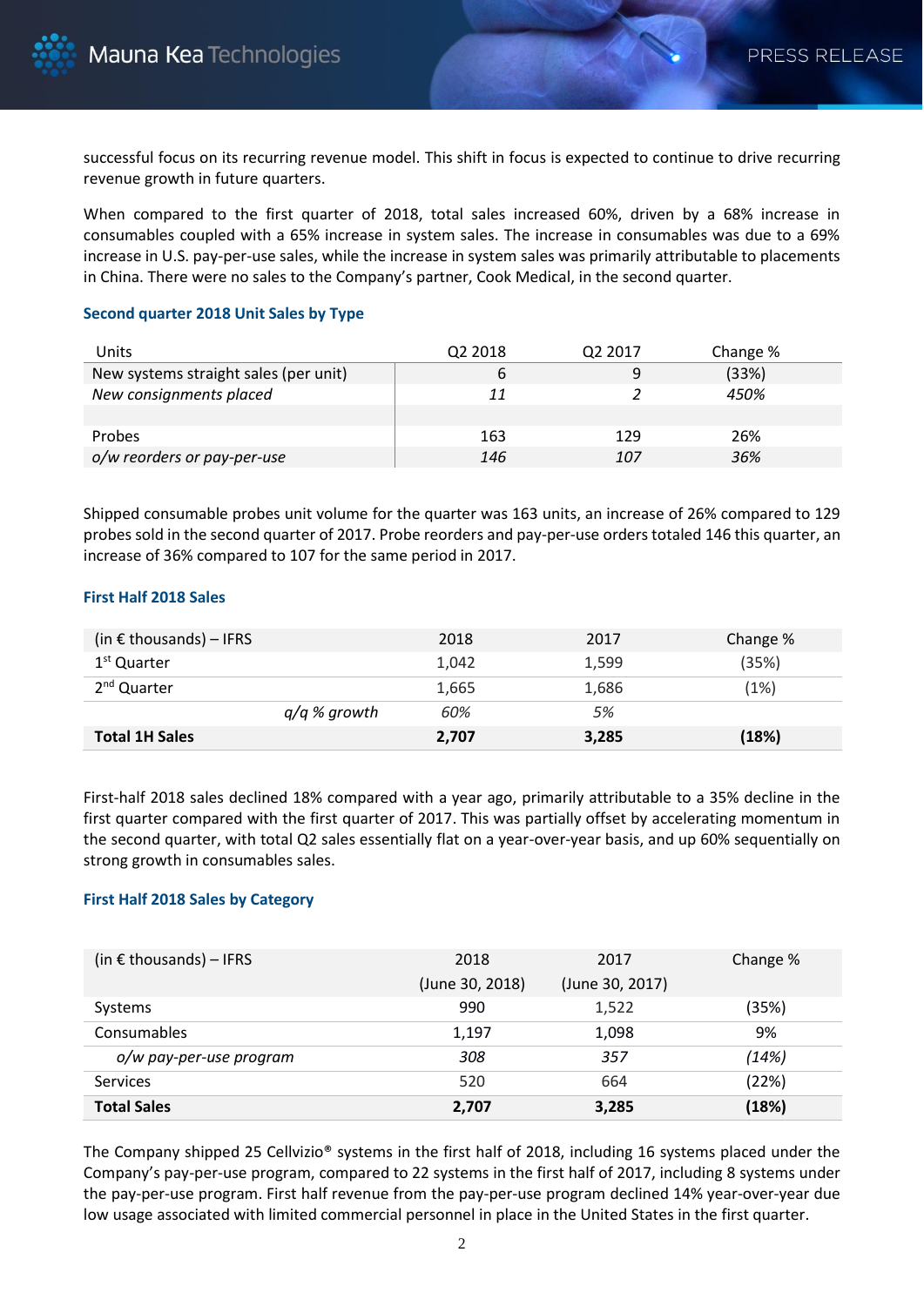successful focus on its recurring revenue model. This shift in focus is expected to continue to drive recurring revenue growth in future quarters.

When compared to the first quarter of 2018, total sales increased 60%, driven by a 68% increase in consumables coupled with a 65% increase in system sales. The increase in consumables was due to a 69% increase in U.S. pay-per-use sales, while the increase in system sales was primarily attributable to placements in China. There were no sales to the Company's partner, Cook Medical, in the second quarter.

### Second quarter 2018 Unit Sales by Type

| Units | Q2 2018 | Q2 2017 | Change % |
|---|---|---|---|
| New systems straight sales (per unit) | 6 | 9 | (33%) |
| *New consignments placed* | *11* | *2* | *450%* |
| | | | |
| Probes | 163 | 129 | 26% |
| *o/w reorders or pay-per-use* | *146* | *107* | *36%* |

Shipped consumable probes unit volume for the quarter was 163 units, an increase of 26% compared to 129 probes sold in the second quarter of 2017. Probe reorders and pay-per-use orders totaled 146 this quarter, an increase of 36% compared to 107 for the same period in 2017.

### First Half 2018 Sales

| (in € thousands) – IFRS | 2018 | 2017 | Change % |
|---|---|---|---|
| 1st Quarter | 1,042 | 1,599 | (35%) |
| 2nd Quarter | 1,665 | 1,686 | (1%) |
| *q/q % growth* | *60%* | *5%* | |
| **Total 1H Sales** | **2,707** | **3,285** | **(18%)** |

First-half 2018 sales declined 18% compared with a year ago, primarily attributable to a 35% decline in the first quarter compared with the first quarter of 2017. This was partially offset by accelerating momentum in the second quarter, with total Q2 sales essentially flat on a year-over-year basis, and up 60% sequentially on strong growth in consumables sales.

### First Half 2018 Sales by Category

| (in € thousands) – IFRS | 2018 (June 30, 2018) | 2017 (June 30, 2017) | Change % |
|---|---|---|---|
| Systems | 990 | 1,522 | (35%) |
| Consumables | 1,197 | 1,098 | 9% |
| *o/w pay-per-use program* | *308* | *357* | *(14%)* |
| Services | 520 | 664 | (22%) |
| **Total Sales** | **2,707** | **3,285** | **(18%)** |

The Company shipped 25 Cellvizio® systems in the first half of 2018, including 16 systems placed under the Company's pay-per-use program, compared to 22 systems in the first half of 2017, including 8 systems under the pay-per-use program. First half revenue from the pay-per-use program declined 14% year-over-year due low usage associated with limited commercial personnel in place in the United States in the first quarter.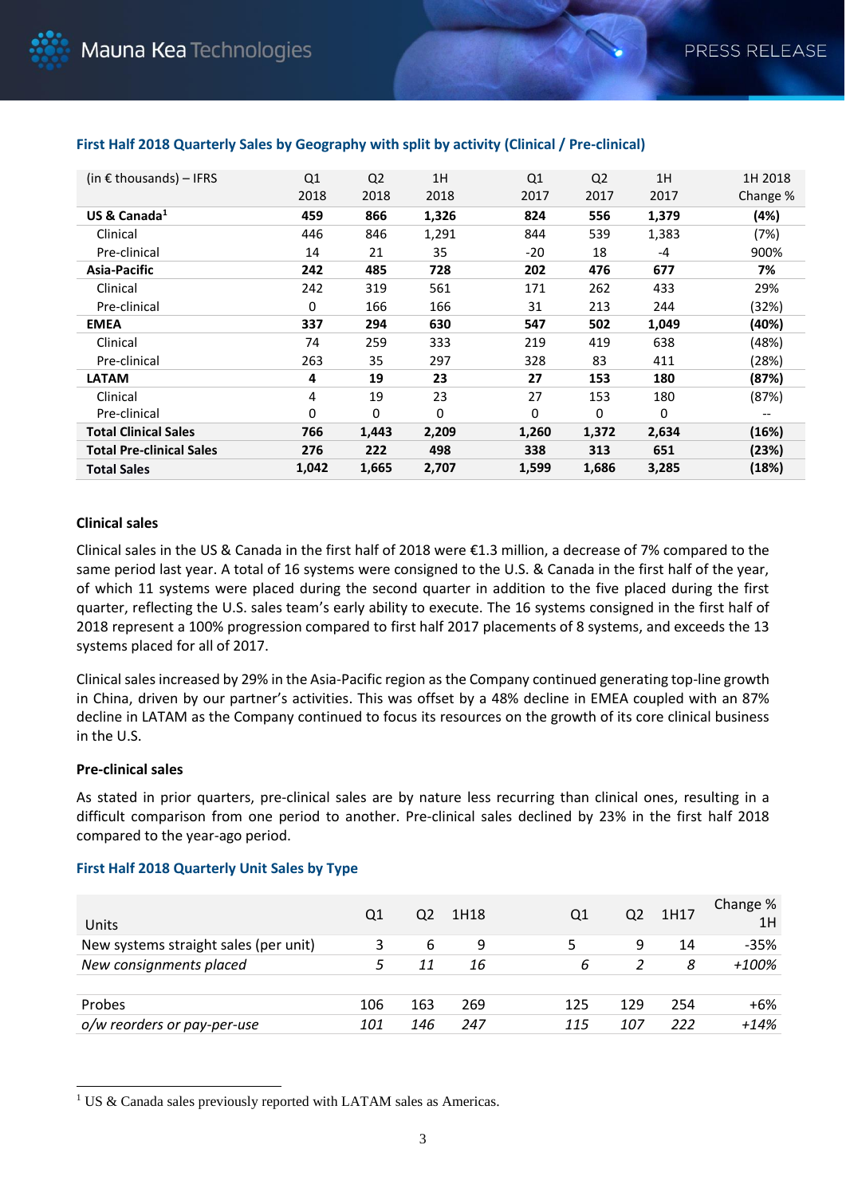#### First Half 2018 Quarterly Sales by Geography with split by activity (Clinical / Pre-clinical)

| (in € thousands) – IFRS | Q1 2018 | Q2 2018 | 1H 2018 | Q1 2017 | Q2 2017 | 1H 2017 | 1H 2018 Change % |
|---|---|---|---|---|---|---|---|
| **US & Canada[1]** | **459** | **866** | **1,326** | **824** | **556** | **1,379** | **(4%)** |
| Clinical | 446 | 846 | 1,291 | 844 | 539 | 1,383 | (7%) |
| Pre-clinical | 14 | 21 | 35 | -20 | 18 | -4 | 900% |
| **Asia-Pacific** | **242** | **485** | **728** | **202** | **476** | **677** | **7%** |
| Clinical | 242 | 319 | 561 | 171 | 262 | 433 | 29% |
| Pre-clinical | 0 | 166 | 166 | 31 | 213 | 244 | (32%) |
| **EMEA** | **337** | **294** | **630** | **547** | **502** | **1,049** | **(40%)** |
| Clinical | 74 | 259 | 333 | 219 | 419 | 638 | (48%) |
| Pre-clinical | 263 | 35 | 297 | 328 | 83 | 411 | (28%) |
| **LATAM** | **4** | **19** | **23** | **27** | **153** | **180** | **(87%)** |
| Clinical | 4 | 19 | 23 | 27 | 153 | 180 | (87%) |
| Pre-clinical | 0 | 0 | 0 | 0 | 0 | 0 | -- |
| **Total Clinical Sales** | **766** | **1,443** | **2,209** | **1,260** | **1,372** | **2,634** | **(16%)** |
| **Total Pre-clinical Sales** | **276** | **222** | **498** | **338** | **313** | **651** | **(23%)** |
| **Total Sales** | **1,042** | **1,665** | **2,707** | **1,599** | **1,686** | **3,285** | **(18%)** |

**Clinical sales**

Clinical sales in the US & Canada in the first half of 2018 were €1.3 million, a decrease of 7% compared to the same period last year. A total of 16 systems were consigned to the U.S. & Canada in the first half of the year, of which 11 systems were placed during the second quarter in addition to the five placed during the first quarter, reflecting the U.S. sales team's early ability to execute. The 16 systems consigned in the first half of 2018 represent a 100% progression compared to first half 2017 placements of 8 systems, and exceeds the 13 systems placed for all of 2017.

Clinical sales increased by 29% in the Asia-Pacific region as the Company continued generating top-line growth in China, driven by our partner's activities. This was offset by a 48% decline in EMEA coupled with an 87% decline in LATAM as the Company continued to focus its resources on the growth of its core clinical business in the U.S.

**Pre-clinical sales**

As stated in prior quarters, pre-clinical sales are by nature less recurring than clinical ones, resulting in a difficult comparison from one period to another. Pre-clinical sales declined by 23% in the first half 2018 compared to the year-ago period.

#### First Half 2018 Quarterly Unit Sales by Type

| Units | Q1 | Q2 | 1H18 | Q1 | Q2 | 1H17 | Change % 1H |
|---|---|---|---|---|---|---|---|
| New systems straight sales (per unit) | 3 | 6 | 9 | 5 | 9 | 14 | -35% |
| *New consignments placed* | *5* | *11* | *16* | *6* | *2* | *8* | *+100%* |
| | | | | | | | |
| Probes | 106 | 163 | 269 | 125 | 129 | 254 | +6% |
| *o/w reorders or pay-per-use* | *101* | *146* | *247* | *115* | *107* | *222* | *+14%* |

[1] US & Canada sales previously reported with LATAM sales as Americas.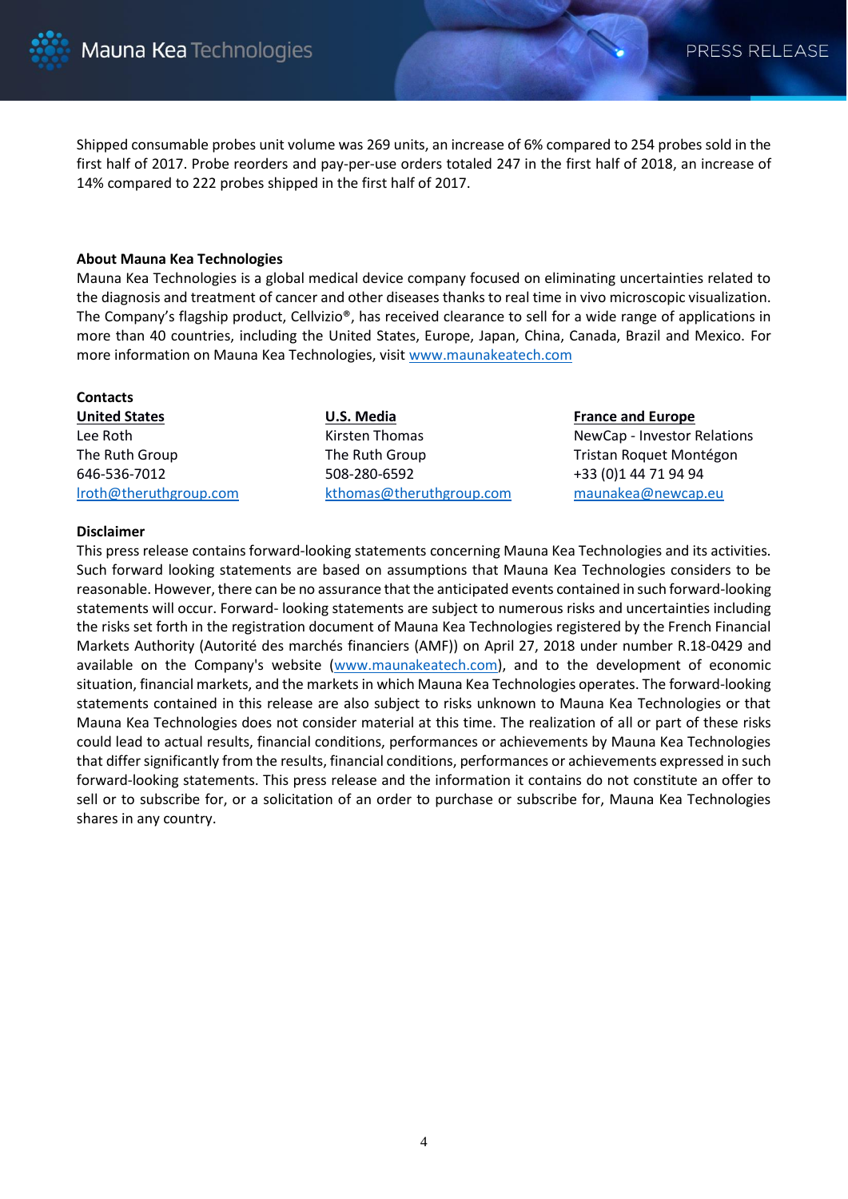Shipped consumable probes unit volume was 269 units, an increase of 6% compared to 254 probes sold in the first half of 2017. Probe reorders and pay-per-use orders totaled 247 in the first half of 2018, an increase of 14% compared to 222 probes shipped in the first half of 2017.

**About Mauna Kea Technologies**

Mauna Kea Technologies is a global medical device company focused on eliminating uncertainties related to the diagnosis and treatment of cancer and other diseases thanks to real time in vivo microscopic visualization. The Company's flagship product, Cellvizio®, has received clearance to sell for a wide range of applications in more than 40 countries, including the United States, Europe, Japan, China, Canada, Brazil and Mexico. For more information on Mauna Kea Technologies, visit www.maunakeatech.com

**Contacts**

**United States**
Lee Roth
The Ruth Group
646-536-7012
lroth@theruthgroup.com

**U.S. Media**
Kirsten Thomas
The Ruth Group
508-280-6592
kthomas@theruthgroup.com

**France and Europe**
NewCap - Investor Relations
Tristan Roquet Montégon
+33 (0)1 44 71 94 94
maunakea@newcap.eu

**Disclaimer**

This press release contains forward-looking statements concerning Mauna Kea Technologies and its activities. Such forward looking statements are based on assumptions that Mauna Kea Technologies considers to be reasonable. However, there can be no assurance that the anticipated events contained in such forward-looking statements will occur. Forward- looking statements are subject to numerous risks and uncertainties including the risks set forth in the registration document of Mauna Kea Technologies registered by the French Financial Markets Authority (Autorité des marchés financiers (AMF)) on April 27, 2018 under number R.18-0429 and available on the Company's website (www.maunakeatech.com), and to the development of economic situation, financial markets, and the markets in which Mauna Kea Technologies operates. The forward-looking statements contained in this release are also subject to risks unknown to Mauna Kea Technologies or that Mauna Kea Technologies does not consider material at this time. The realization of all or part of these risks could lead to actual results, financial conditions, performances or achievements by Mauna Kea Technologies that differ significantly from the results, financial conditions, performances or achievements expressed in such forward-looking statements. This press release and the information it contains do not constitute an offer to sell or to subscribe for, or a solicitation of an order to purchase or subscribe for, Mauna Kea Technologies shares in any country.